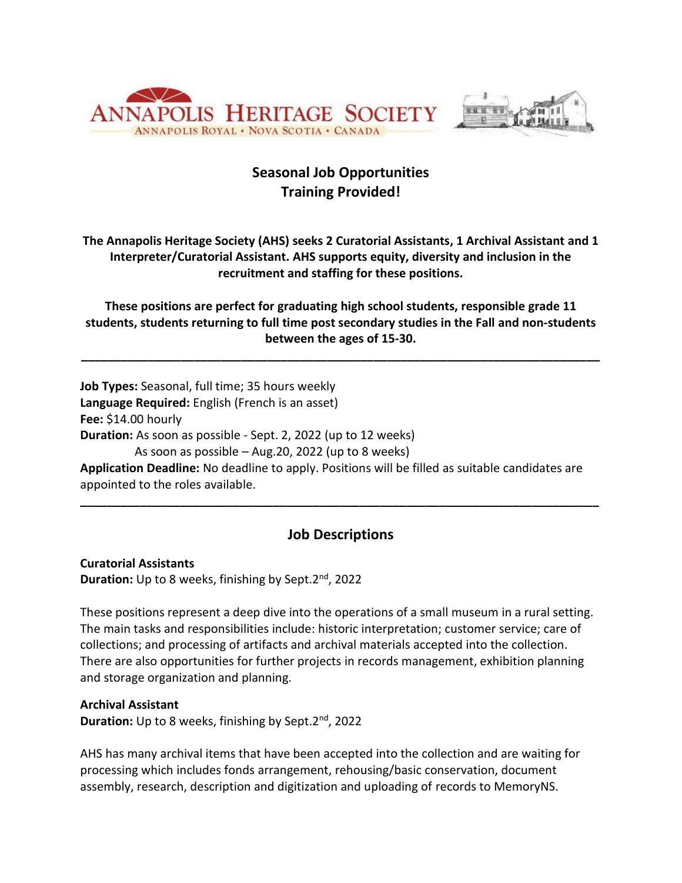ANNAPOLIS HERITAGE SOCIETY

ANNAPOLIS ROYAL • NOVA SCOTIA • CANADA

## Seasonal Job Opportunities
## Training Provided!

**The Annapolis Heritage Society (AHS) seeks 2 Curatorial Assistants, 1 Archival Assistant and 1 Interpreter/Curatorial Assistant. AHS supports equity, diversity and inclusion in the recruitment and staffing for these positions.**

**These positions are perfect for graduating high school students, responsible grade 11 students, students returning to full time post secondary studies in the Fall and non-students between the ages of 15-30.**

---

**Job Types:** Seasonal, full time; 35 hours weekly
**Language Required:** English (French is an asset)
**Fee:** $14.00 hourly
**Duration:** As soon as possible - Sept. 2, 2022 (up to 12 weeks)
As soon as possible – Aug.20, 2022 (up to 8 weeks)
**Application Deadline:** No deadline to apply. Positions will be filled as suitable candidates are appointed to the roles available.

---

## Job Descriptions

**Curatorial Assistants**
**Duration:** Up to 8 weeks, finishing by Sept.2nd, 2022

These positions represent a deep dive into the operations of a small museum in a rural setting. The main tasks and responsibilities include: historic interpretation; customer service; care of collections; and processing of artifacts and archival materials accepted into the collection. There are also opportunities for further projects in records management, exhibition planning and storage organization and planning.

**Archival Assistant**
**Duration:** Up to 8 weeks, finishing by Sept.2nd, 2022

AHS has many archival items that have been accepted into the collection and are waiting for processing which includes fonds arrangement, rehousing/basic conservation, document assembly, research, description and digitization and uploading of records to MemoryNS.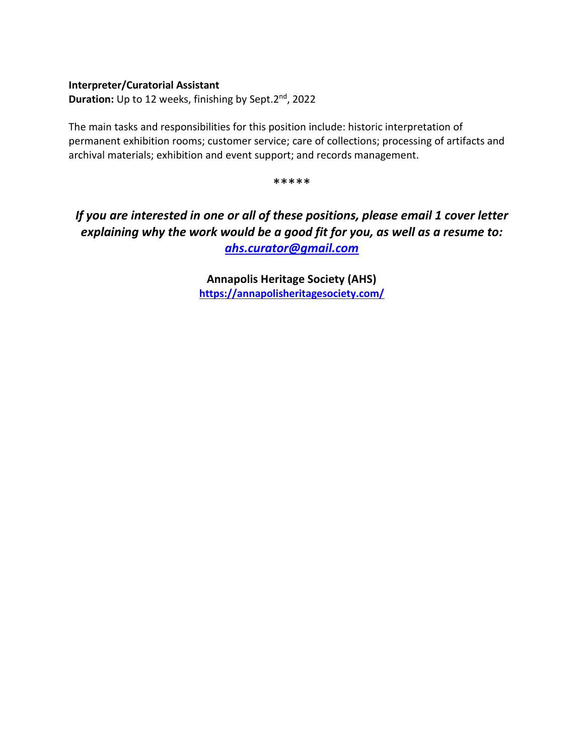**Interpreter/Curatorial Assistant**
**Duration:** Up to 12 weeks, finishing by Sept.2nd, 2022

The main tasks and responsibilities for this position include: historic interpretation of permanent exhibition rooms; customer service; care of collections; processing of artifacts and archival materials; exhibition and event support; and records management.

*****

***If you are interested in one or all of these positions, please email 1 cover letter explaining why the work would be a good fit for you, as well as a resume to: [ahs.curator@gmail.com](mailto:ahs.curator@gmail.com)***

**Annapolis Heritage Society (AHS)**
**[https://annapolisheritagesociety.com/](https://annapolisheritagesociety.com/)**